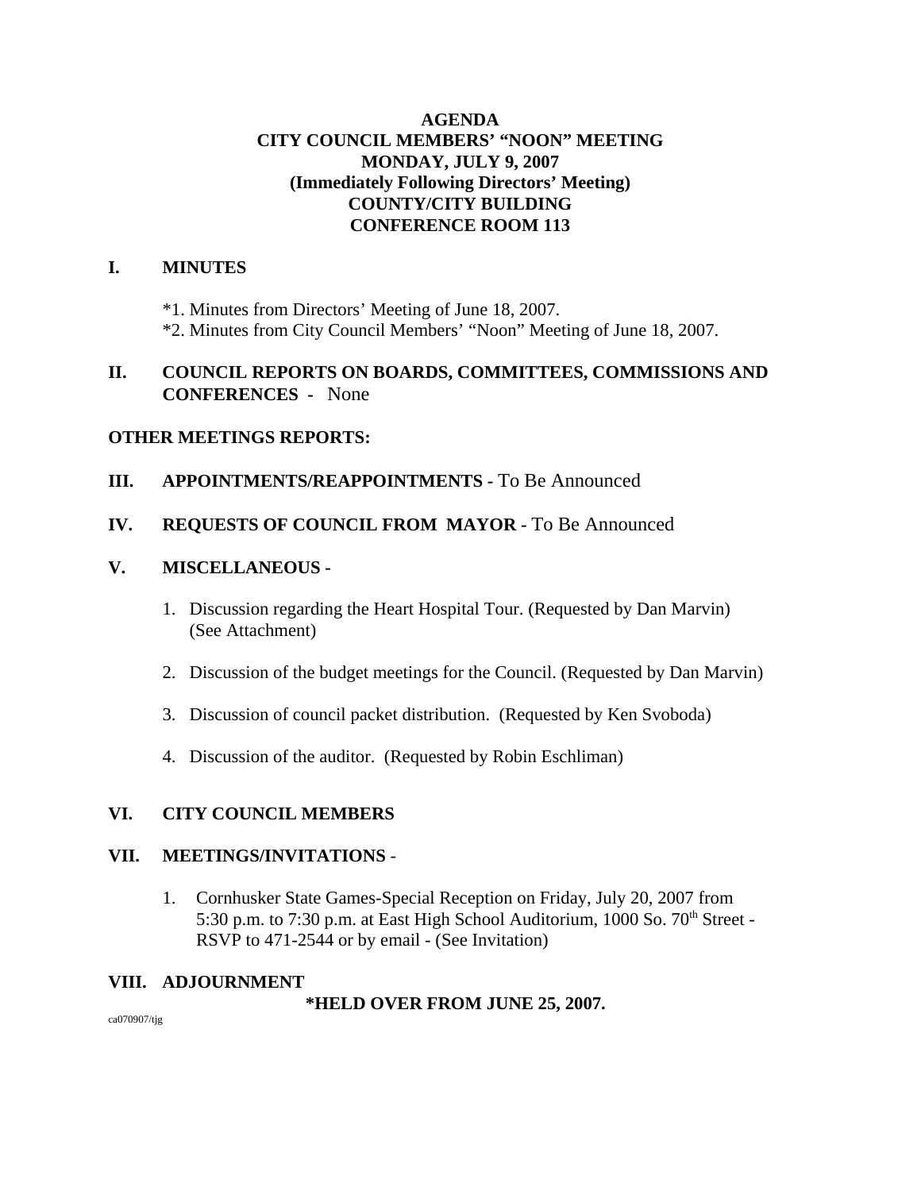# AGENDA
## CITY COUNCIL MEMBERS' "NOON" MEETING
## MONDAY, JULY 9, 2007
## (Immediately Following Directors' Meeting)
## COUNTY/CITY BUILDING
## CONFERENCE ROOM 113

**I. MINUTES**

*1. Minutes from Directors' Meeting of June 18, 2007.
*2. Minutes from City Council Members' "Noon" Meeting of June 18, 2007.

**II. COUNCIL REPORTS ON BOARDS, COMMITTEES, COMMISSIONS AND CONFERENCES** - None

**OTHER MEETINGS REPORTS:**

**III. APPOINTMENTS/REAPPOINTMENTS** - To Be Announced

**IV. REQUESTS OF COUNCIL FROM MAYOR** - To Be Announced

**V. MISCELLANEOUS -**

1. Discussion regarding the Heart Hospital Tour. (Requested by Dan Marvin) (See Attachment)

2. Discussion of the budget meetings for the Council. (Requested by Dan Marvin)

3. Discussion of council packet distribution. (Requested by Ken Svoboda)

4. Discussion of the auditor. (Requested by Robin Eschliman)

**VI. CITY COUNCIL MEMBERS**

**VII. MEETINGS/INVITATIONS** -

1. Cornhusker State Games-Special Reception on Friday, July 20, 2007 from 5:30 p.m. to 7:30 p.m. at East High School Auditorium, 1000 So. 70th Street - RSVP to 471-2544 or by email - (See Invitation)

**VIII. ADJOURNMENT**

**\*HELD OVER FROM JUNE 25, 2007.**

ca070907/tjg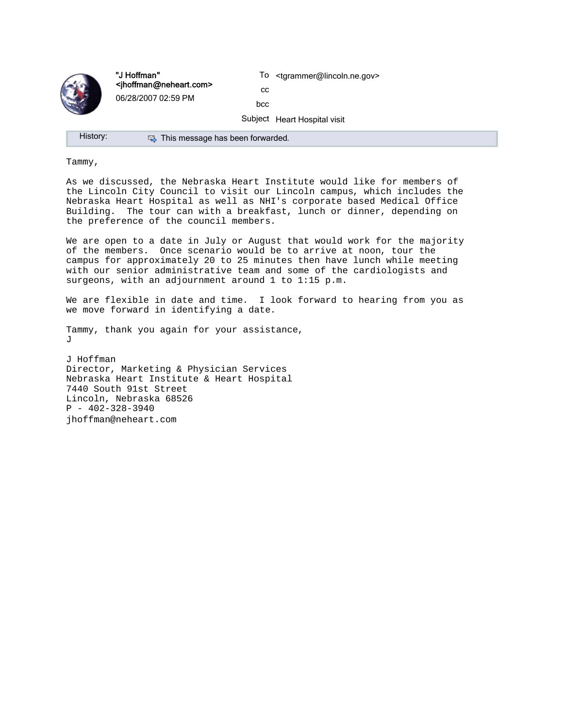"J Hoffman" <jhoffman@neheart.com>
06/28/2007 02:59 PM

To <tgrammer@lincoln.ne.gov>
cc
bcc
Subject Heart Hospital visit

History: This message has been forwarded.

Tammy,

As we discussed, the Nebraska Heart Institute would like for members of the Lincoln City Council to visit our Lincoln campus, which includes the Nebraska Heart Hospital as well as NHI's corporate based Medical Office Building. The tour can with a breakfast, lunch or dinner, depending on the preference of the council members.

We are open to a date in July or August that would work for the majority of the members. Once scenario would be to arrive at noon, tour the campus for approximately 20 to 25 minutes then have lunch while meeting with our senior administrative team and some of the cardiologists and surgeons, with an adjournment around 1 to 1:15 p.m.

We are flexible in date and time. I look forward to hearing from you as we move forward in identifying a date.

Tammy, thank you again for your assistance,
J

J Hoffman
Director, Marketing & Physician Services
Nebraska Heart Institute & Heart Hospital
7440 South 91st Street
Lincoln, Nebraska 68526
P - 402-328-3940
jhoffman@neheart.com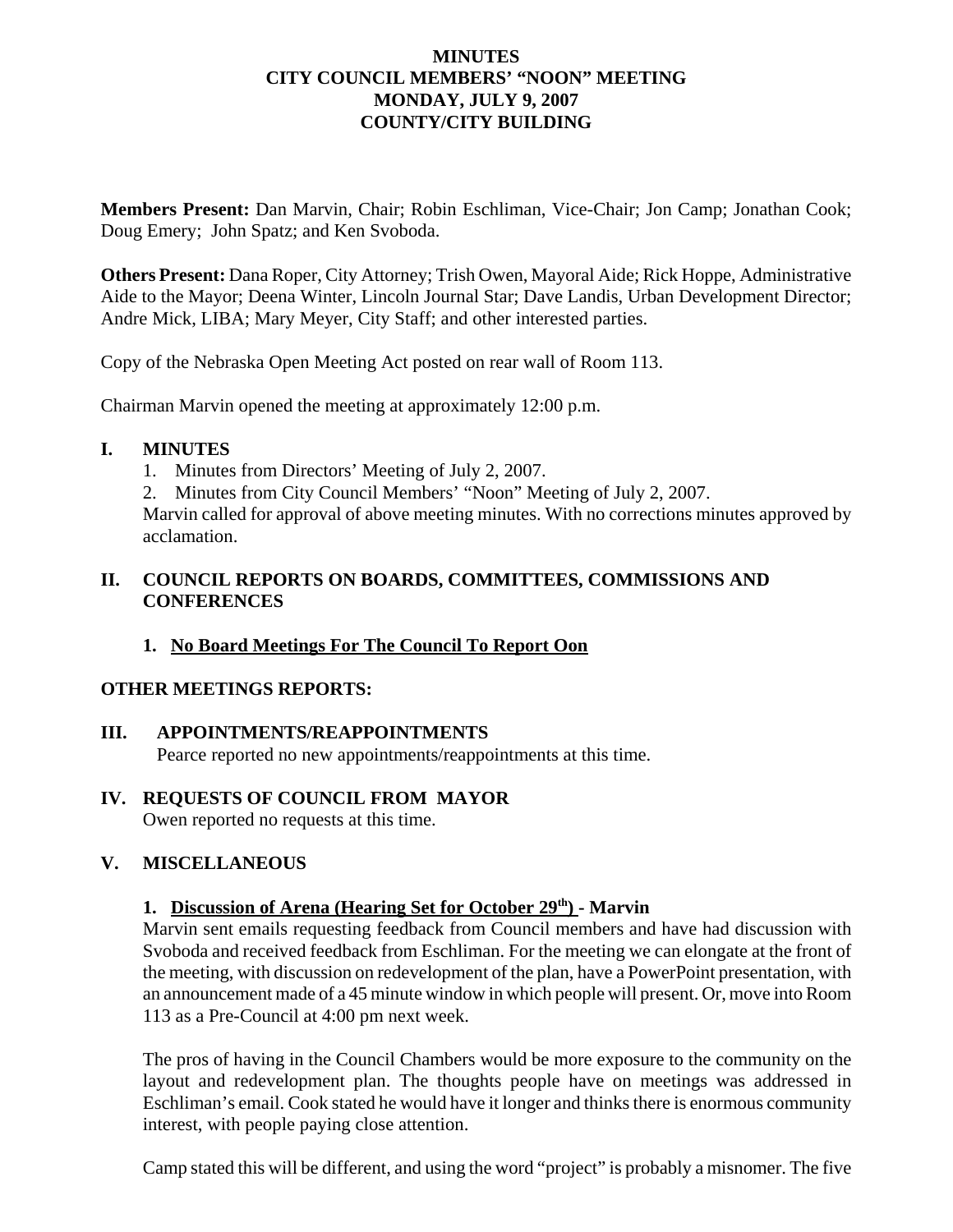# MINUTES
# CITY COUNCIL MEMBERS' "NOON" MEETING
# MONDAY, JULY 9, 2007
# COUNTY/CITY BUILDING

**Members Present:** Dan Marvin, Chair; Robin Eschliman, Vice-Chair; Jon Camp; Jonathan Cook; Doug Emery; John Spatz; and Ken Svoboda.

**Others Present:** Dana Roper, City Attorney; Trish Owen, Mayoral Aide; Rick Hoppe, Administrative Aide to the Mayor; Deena Winter, Lincoln Journal Star; Dave Landis, Urban Development Director; Andre Mick, LIBA; Mary Meyer, City Staff; and other interested parties.

Copy of the Nebraska Open Meeting Act posted on rear wall of Room 113.

Chairman Marvin opened the meeting at approximately 12:00 p.m.

## I. MINUTES

1. Minutes from Directors' Meeting of July 2, 2007.
2. Minutes from City Council Members' "Noon" Meeting of July 2, 2007.

Marvin called for approval of above meeting minutes. With no corrections minutes approved by acclamation.

## II. COUNCIL REPORTS ON BOARDS, COMMITTEES, COMMISSIONS AND CONFERENCES

### 1. No Board Meetings For The Council To Report Oon

**OTHER MEETINGS REPORTS:**

## III. APPOINTMENTS/REAPPOINTMENTS

Pearce reported no new appointments/reappointments at this time.

## IV. REQUESTS OF COUNCIL FROM MAYOR

Owen reported no requests at this time.

## V. MISCELLANEOUS

### 1. Discussion of Arena (Hearing Set for October 29th) - Marvin

Marvin sent emails requesting feedback from Council members and have had discussion with Svoboda and received feedback from Eschliman. For the meeting we can elongate at the front of the meeting, with discussion on redevelopment of the plan, have a PowerPoint presentation, with an announcement made of a 45 minute window in which people will present. Or, move into Room 113 as a Pre-Council at 4:00 pm next week.

The pros of having in the Council Chambers would be more exposure to the community on the layout and redevelopment plan. The thoughts people have on meetings was addressed in Eschliman's email. Cook stated he would have it longer and thinks there is enormous community interest, with people paying close attention.

Camp stated this will be different, and using the word "project" is probably a misnomer. The five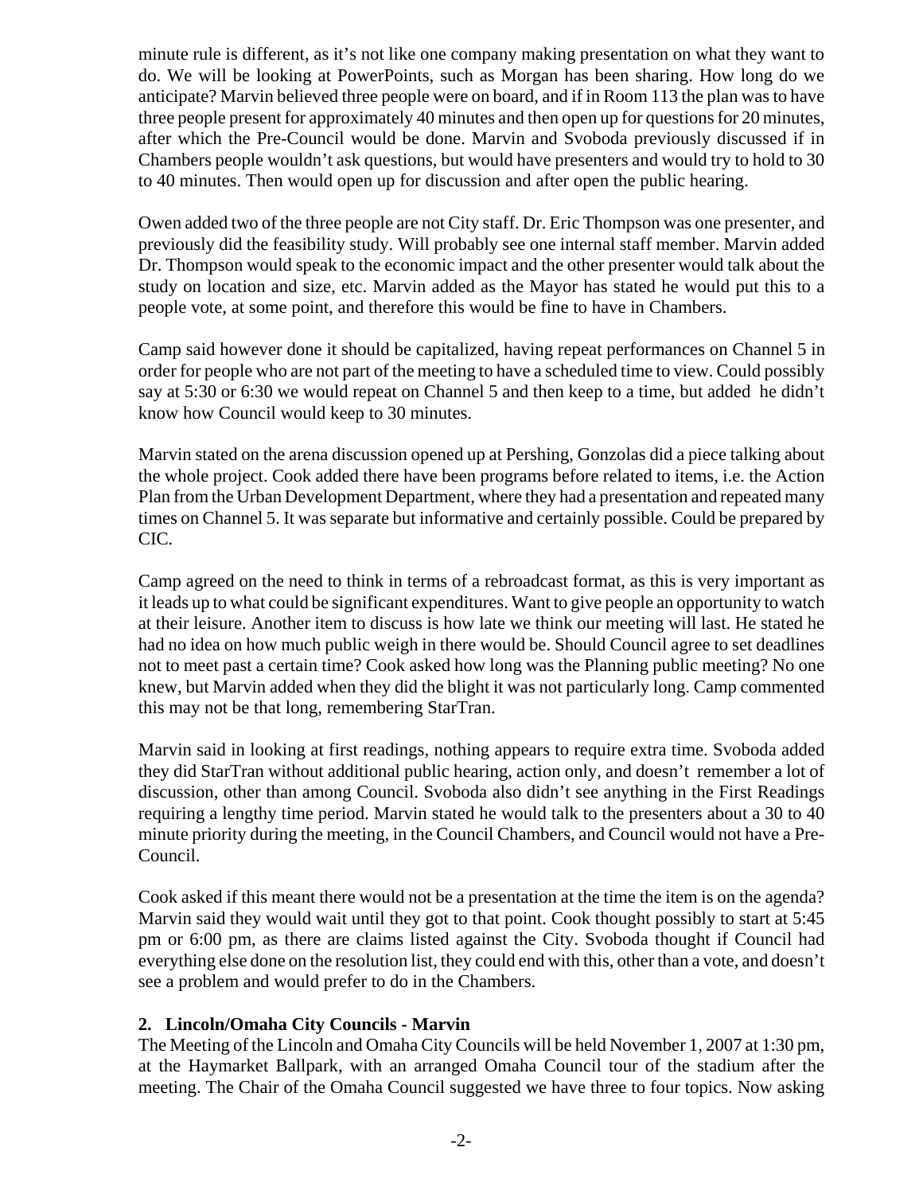minute rule is different, as it's not like one company making presentation on what they want to do. We will be looking at PowerPoints, such as Morgan has been sharing. How long do we anticipate? Marvin believed three people were on board, and if in Room 113 the plan was to have three people present for approximately 40 minutes and then open up for questions for 20 minutes, after which the Pre-Council would be done. Marvin and Svoboda previously discussed if in Chambers people wouldn't ask questions, but would have presenters and would try to hold to 30 to 40 minutes. Then would open up for discussion and after open the public hearing.

Owen added two of the three people are not City staff. Dr. Eric Thompson was one presenter, and previously did the feasibility study. Will probably see one internal staff member. Marvin added Dr. Thompson would speak to the economic impact and the other presenter would talk about the study on location and size, etc. Marvin added as the Mayor has stated he would put this to a people vote, at some point, and therefore this would be fine to have in Chambers.

Camp said however done it should be capitalized, having repeat performances on Channel 5 in order for people who are not part of the meeting to have a scheduled time to view. Could possibly say at 5:30 or 6:30 we would repeat on Channel 5 and then keep to a time, but added he didn't know how Council would keep to 30 minutes.

Marvin stated on the arena discussion opened up at Pershing, Gonzolas did a piece talking about the whole project. Cook added there have been programs before related to items, i.e. the Action Plan from the Urban Development Department, where they had a presentation and repeated many times on Channel 5. It was separate but informative and certainly possible. Could be prepared by CIC.

Camp agreed on the need to think in terms of a rebroadcast format, as this is very important as it leads up to what could be significant expenditures. Want to give people an opportunity to watch at their leisure. Another item to discuss is how late we think our meeting will last. He stated he had no idea on how much public weigh in there would be. Should Council agree to set deadlines not to meet past a certain time? Cook asked how long was the Planning public meeting? No one knew, but Marvin added when they did the blight it was not particularly long. Camp commented this may not be that long, remembering StarTran.

Marvin said in looking at first readings, nothing appears to require extra time. Svoboda added they did StarTran without additional public hearing, action only, and doesn't remember a lot of discussion, other than among Council. Svoboda also didn't see anything in the First Readings requiring a lengthy time period. Marvin stated he would talk to the presenters about a 30 to 40 minute priority during the meeting, in the Council Chambers, and Council would not have a Pre-Council.

Cook asked if this meant there would not be a presentation at the time the item is on the agenda? Marvin said they would wait until they got to that point. Cook thought possibly to start at 5:45 pm or 6:00 pm, as there are claims listed against the City. Svoboda thought if Council had everything else done on the resolution list, they could end with this, other than a vote, and doesn't see a problem and would prefer to do in the Chambers.

**2. Lincoln/Omaha City Councils - Marvin**

The Meeting of the Lincoln and Omaha City Councils will be held November 1, 2007 at 1:30 pm, at the Haymarket Ballpark, with an arranged Omaha Council tour of the stadium after the meeting. The Chair of the Omaha Council suggested we have three to four topics. Now asking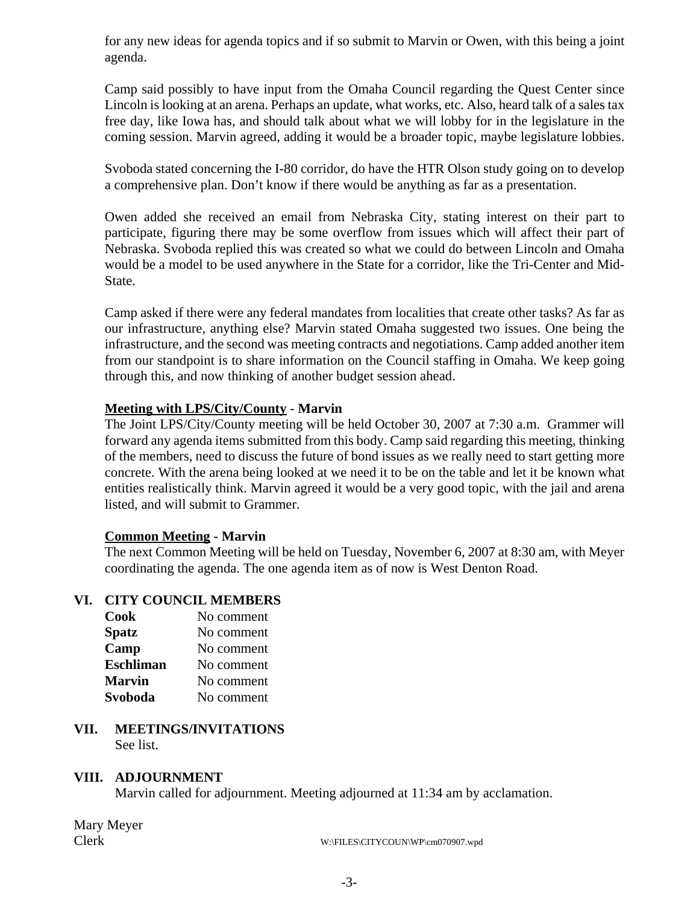for any new ideas for agenda topics and if so submit to Marvin or Owen, with this being a joint agenda.

Camp said possibly to have input from the Omaha Council regarding the Quest Center since Lincoln is looking at an arena. Perhaps an update, what works, etc. Also, heard talk of a sales tax free day, like Iowa has, and should talk about what we will lobby for in the legislature in the coming session. Marvin agreed, adding it would be a broader topic, maybe legislature lobbies.

Svoboda stated concerning the I-80 corridor, do have the HTR Olson study going on to develop a comprehensive plan. Don't know if there would be anything as far as a presentation.

Owen added she received an email from Nebraska City, stating interest on their part to participate, figuring there may be some overflow from issues which will affect their part of Nebraska. Svoboda replied this was created so what we could do between Lincoln and Omaha would be a model to be used anywhere in the State for a corridor, like the Tri-Center and Mid-State.

Camp asked if there were any federal mandates from localities that create other tasks? As far as our infrastructure, anything else? Marvin stated Omaha suggested two issues. One being the infrastructure, and the second was meeting contracts and negotiations. Camp added another item from our standpoint is to share information on the Council staffing in Omaha. We keep going through this, and now thinking of another budget session ahead.

**Meeting with LPS/City/County - Marvin**

The Joint LPS/City/County meeting will be held October 30, 2007 at 7:30 a.m. Grammer will forward any agenda items submitted from this body. Camp said regarding this meeting, thinking of the members, need to discuss the future of bond issues as we really need to start getting more concrete. With the arena being looked at we need it to be on the table and let it be known what entities realistically think. Marvin agreed it would be a very good topic, with the jail and arena listed, and will submit to Grammer.

**Common Meeting - Marvin**

The next Common Meeting will be held on Tuesday, November 6, 2007 at 8:30 am, with Meyer coordinating the agenda. The one agenda item as of now is West Denton Road.

## VI. CITY COUNCIL MEMBERS

| | |
|---|---|
| **Cook** | No comment |
| **Spatz** | No comment |
| **Camp** | No comment |
| **Eschliman** | No comment |
| **Marvin** | No comment |
| **Svoboda** | No comment |

## VII. MEETINGS/INVITATIONS

See list.

## VIII. ADJOURNMENT

Marvin called for adjournment. Meeting adjourned at 11:34 am by acclamation.

Mary Meyer
Clerk

W:\FILES\CITYCOUN\WP\cm070907.wpd